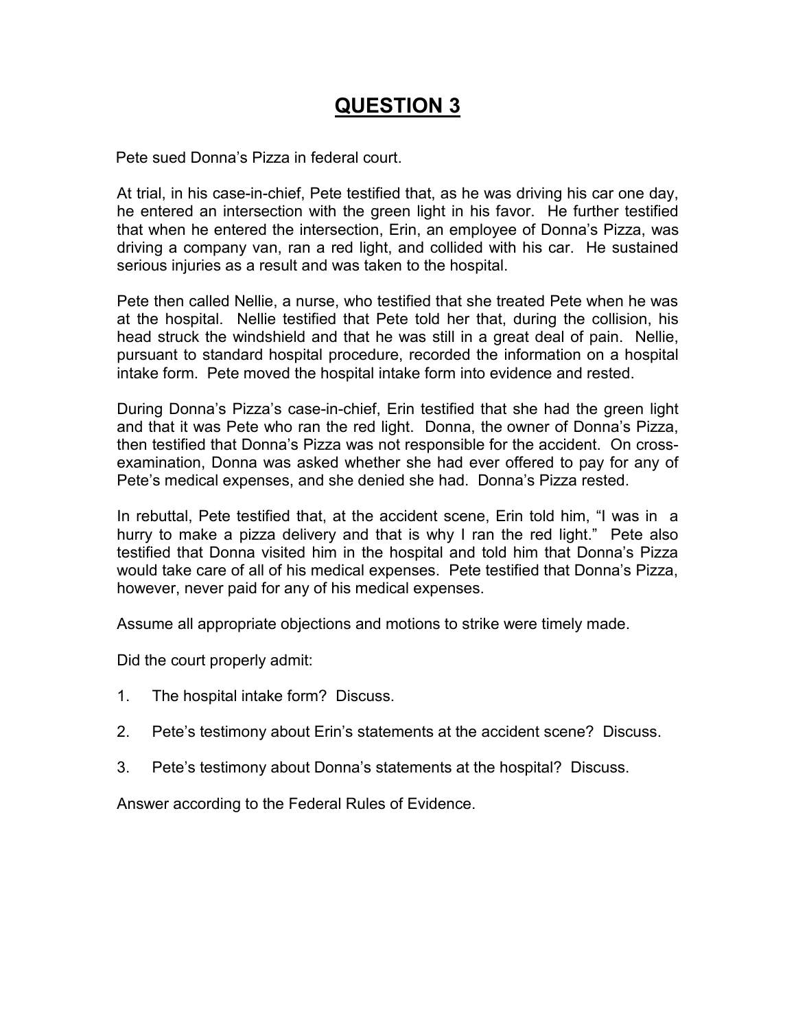# QUESTION 3

Pete sued Donna's Pizza in federal court.

At trial, in his case-in-chief, Pete testified that, as he was driving his car one day, he entered an intersection with the green light in his favor. He further testified that when he entered the intersection, Erin, an employee of Donna's Pizza, was driving a company van, ran a red light, and collided with his car. He sustained serious injuries as a result and was taken to the hospital.

Pete then called Nellie, a nurse, who testified that she treated Pete when he was at the hospital. Nellie testified that Pete told her that, during the collision, his head struck the windshield and that he was still in a great deal of pain. Nellie, pursuant to standard hospital procedure, recorded the information on a hospital intake form. Pete moved the hospital intake form into evidence and rested.

During Donna's Pizza's case-in-chief, Erin testified that she had the green light and that it was Pete who ran the red light. Donna, the owner of Donna's Pizza, then testified that Donna's Pizza was not responsible for the accident. On cross-examination, Donna was asked whether she had ever offered to pay for any of Pete's medical expenses, and she denied she had. Donna's Pizza rested.

In rebuttal, Pete testified that, at the accident scene, Erin told him, "I was in a hurry to make a pizza delivery and that is why I ran the red light." Pete also testified that Donna visited him in the hospital and told him that Donna's Pizza would take care of all of his medical expenses. Pete testified that Donna's Pizza, however, never paid for any of his medical expenses.

Assume all appropriate objections and motions to strike were timely made.

Did the court properly admit:

1. The hospital intake form? Discuss.
2. Pete's testimony about Erin's statements at the accident scene? Discuss.
3. Pete's testimony about Donna's statements at the hospital? Discuss.

Answer according to the Federal Rules of Evidence.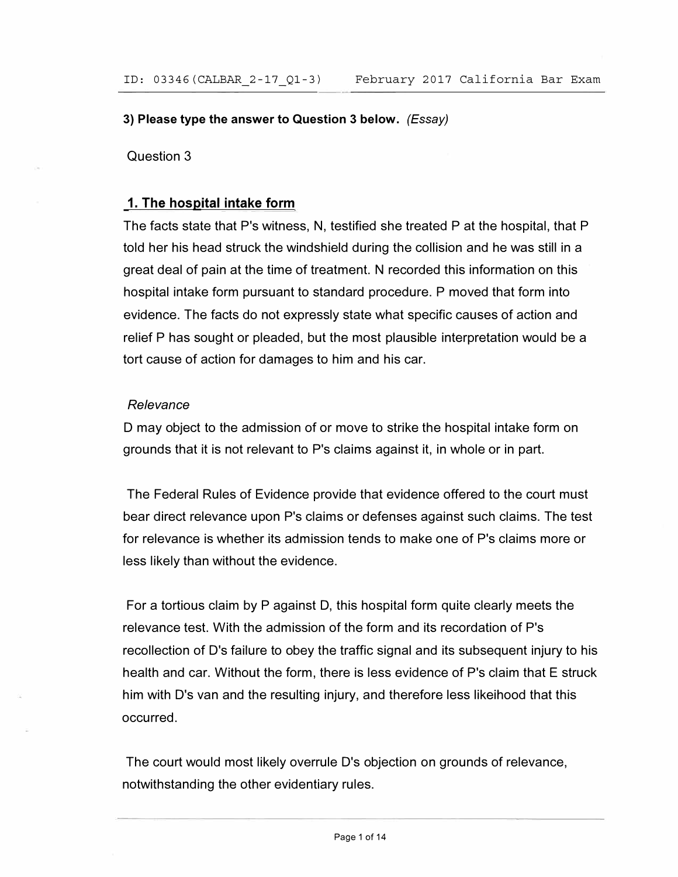3) **Please type the answer to Question 3 below.** *(Essay)*

Question 3

## 1. The hospital intake form

The facts state that P's witness, N, testified she treated P at the hospital, that P told her his head struck the windshield during the collision and he was still in a great deal of pain at the time of treatment. N recorded this information on this hospital intake form pursuant to standard procedure. P moved that form into evidence. The facts do not expressly state what specific causes of action and relief P has sought or pleaded, but the most plausible interpretation would be a tort cause of action for damages to him and his car.

*Relevance*

D may object to the admission of or move to strike the hospital intake form on grounds that it is not relevant to P's claims against it, in whole or in part.

The Federal Rules of Evidence provide that evidence offered to the court must bear direct relevance upon P's claims or defenses against such claims. The test for relevance is whether its admission tends to make one of P's claims more or less likely than without the evidence.

For a tortious claim by P against D, this hospital form quite clearly meets the relevance test. With the admission of the form and its recordation of P's recollection of D's failure to obey the traffic signal and its subsequent injury to his health and car. Without the form, there is less evidence of P's claim that E struck him with D's van and the resulting injury, and therefore less likeihood that this occurred.

The court would most likely overrule D's objection on grounds of relevance, notwithstanding the other evidentiary rules.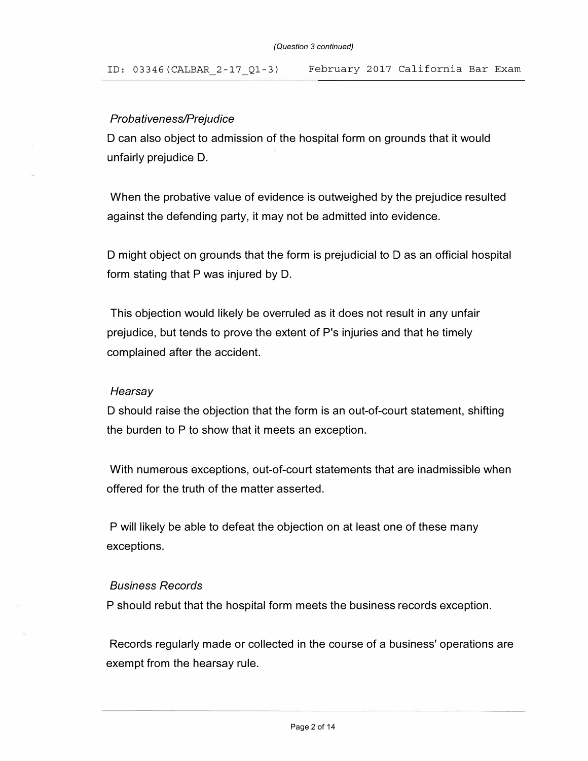*Probativeness/Prejudice*

D can also object to admission of the hospital form on grounds that it would unfairly prejudice D.

When the probative value of evidence is outweighed by the prejudice resulted against the defending party, it may not be admitted into evidence.

D might object on grounds that the form is prejudicial to D as an official hospital form stating that P was injured by D.

This objection would likely be overruled as it does not result in any unfair prejudice, but tends to prove the extent of P's injuries and that he timely complained after the accident.

*Hearsay*

D should raise the objection that the form is an out-of-court statement, shifting the burden to P to show that it meets an exception.

With numerous exceptions, out-of-court statements that are inadmissible when offered for the truth of the matter asserted.

P will likely be able to defeat the objection on at least one of these many exceptions.

*Business Records*

P should rebut that the hospital form meets the business records exception.

Records regularly made or collected in the course of a business' operations are exempt from the hearsay rule.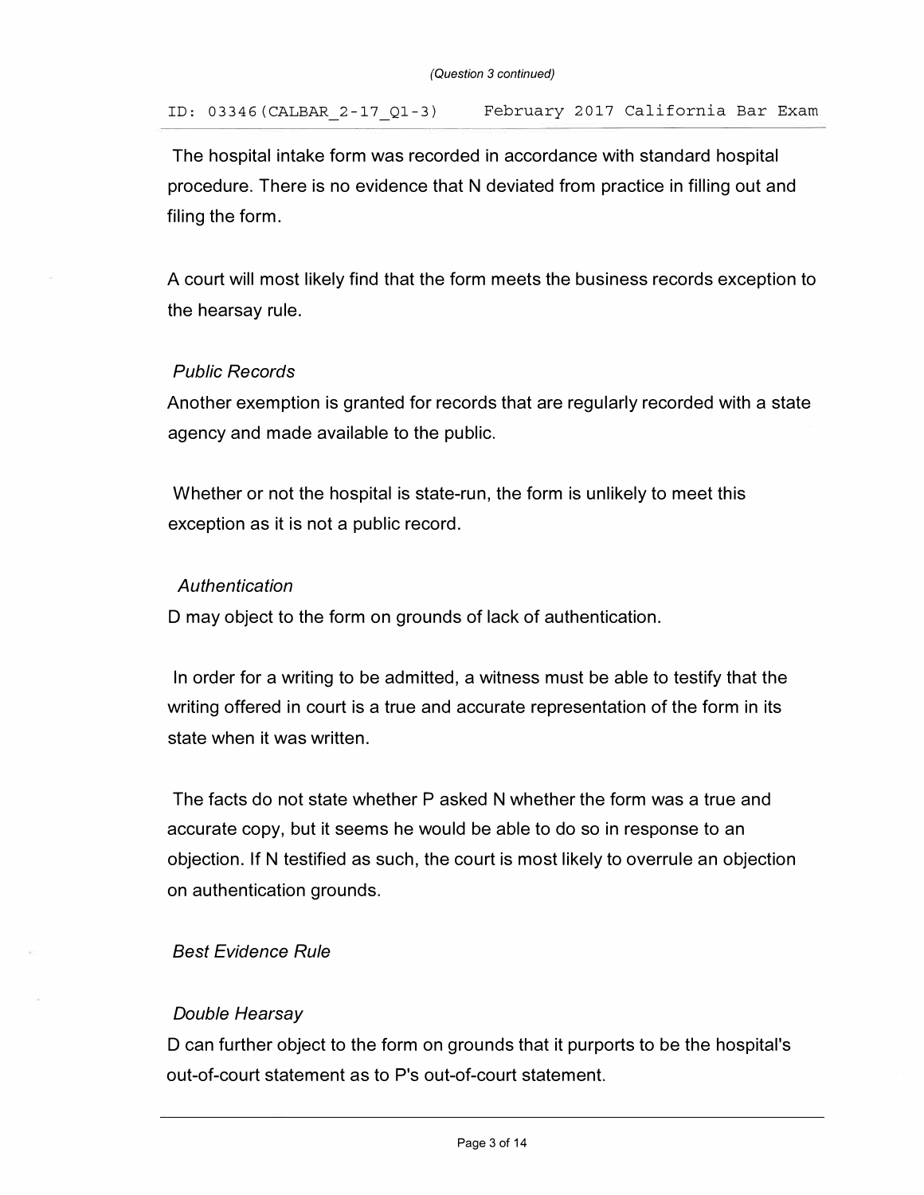The hospital intake form was recorded in accordance with standard hospital procedure. There is no evidence that N deviated from practice in filling out and filing the form.

A court will most likely find that the form meets the business records exception to the hearsay rule.

*Public Records*

Another exemption is granted for records that are regularly recorded with a state agency and made available to the public.

Whether or not the hospital is state-run, the form is unlikely to meet this exception as it is not a public record.

*Authentication*

D may object to the form on grounds of lack of authentication.

In order for a writing to be admitted, a witness must be able to testify that the writing offered in court is a true and accurate representation of the form in its state when it was written.

The facts do not state whether P asked N whether the form was a true and accurate copy, but it seems he would be able to do so in response to an objection. If N testified as such, the court is most likely to overrule an objection on authentication grounds.

*Best Evidence Rule*

*Double Hearsay*

D can further object to the form on grounds that it purports to be the hospital's out-of-court statement as to P's out-of-court statement.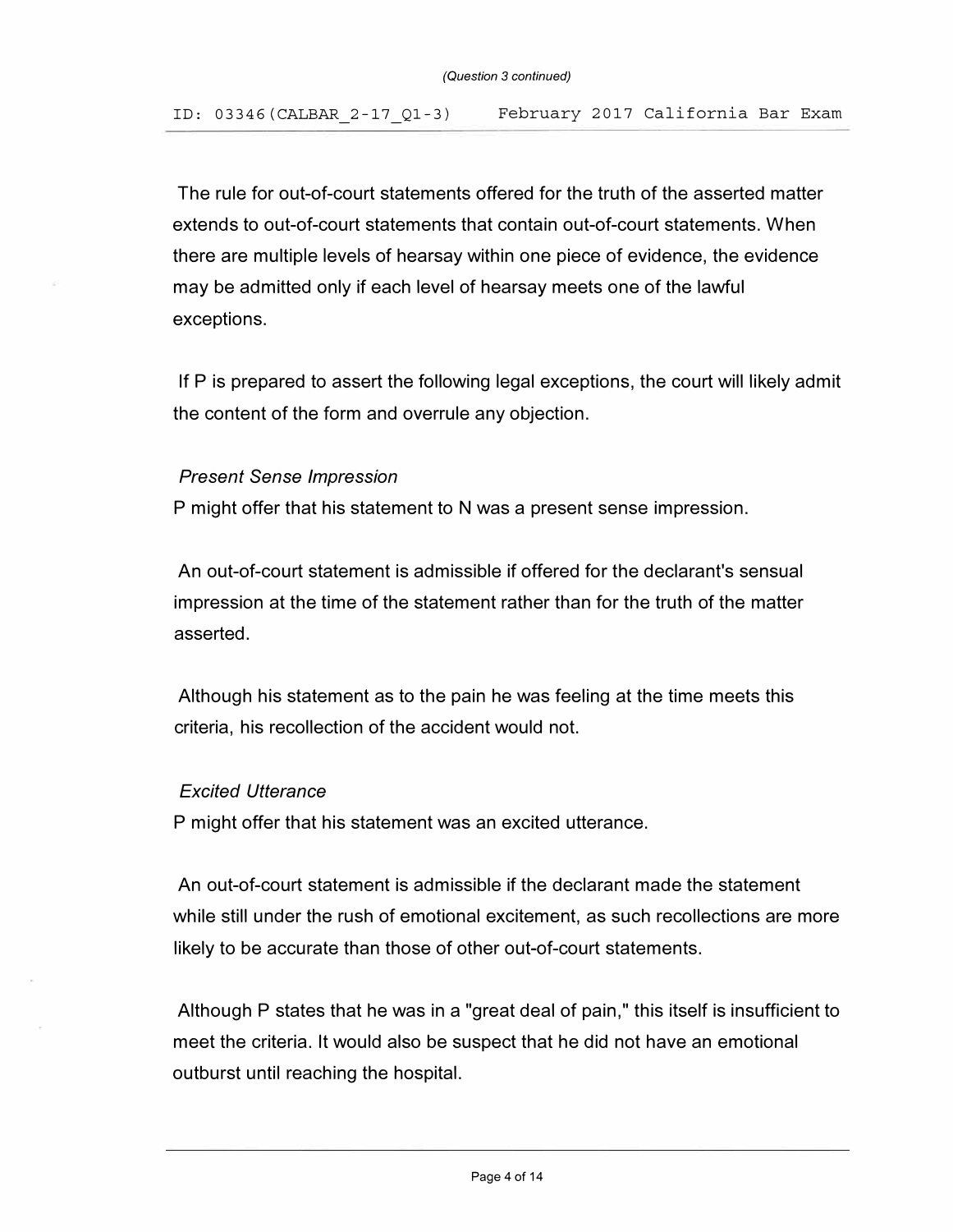The rule for out-of-court statements offered for the truth of the asserted matter extends to out-of-court statements that contain out-of-court statements. When there are multiple levels of hearsay within one piece of evidence, the evidence may be admitted only if each level of hearsay meets one of the lawful exceptions.

If P is prepared to assert the following legal exceptions, the court will likely admit the content of the form and overrule any objection.

*Present Sense Impression*

P might offer that his statement to N was a present sense impression.

An out-of-court statement is admissible if offered for the declarant's sensual impression at the time of the statement rather than for the truth of the matter asserted.

Although his statement as to the pain he was feeling at the time meets this criteria, his recollection of the accident would not.

*Excited Utterance*

P might offer that his statement was an excited utterance.

An out-of-court statement is admissible if the declarant made the statement while still under the rush of emotional excitement, as such recollections are more likely to be accurate than those of other out-of-court statements.

Although P states that he was in a "great deal of pain," this itself is insufficient to meet the criteria. It would also be suspect that he did not have an emotional outburst until reaching the hospital.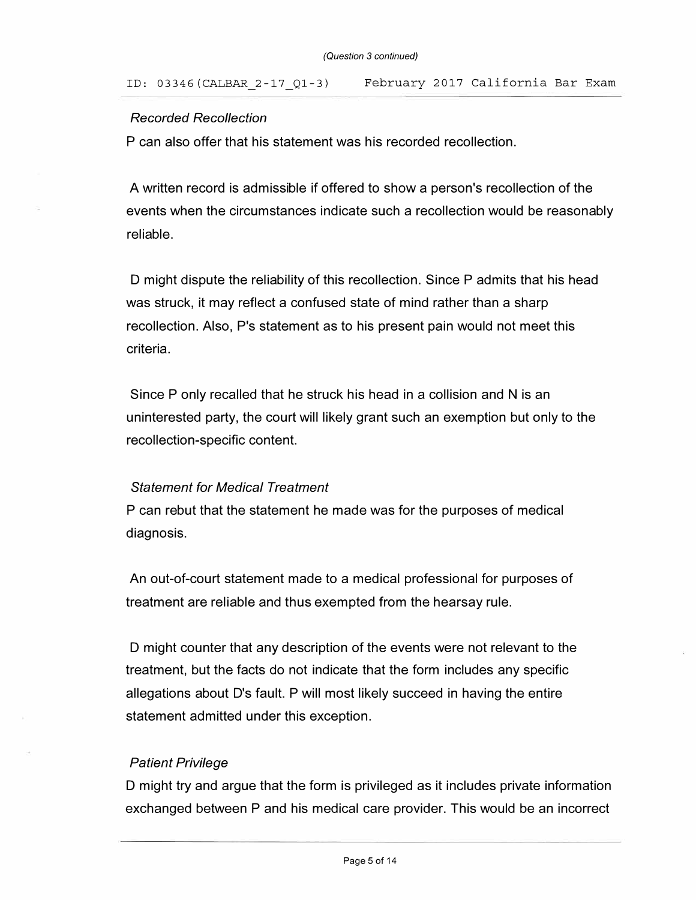*Recorded Recollection*

P can also offer that his statement was his recorded recollection.

A written record is admissible if offered to show a person's recollection of the events when the circumstances indicate such a recollection would be reasonably reliable.

D might dispute the reliability of this recollection. Since P admits that his head was struck, it may reflect a confused state of mind rather than a sharp recollection. Also, P's statement as to his present pain would not meet this criteria.

Since P only recalled that he struck his head in a collision and N is an uninterested party, the court will likely grant such an exemption but only to the recollection-specific content.

*Statement for Medical Treatment*

P can rebut that the statement he made was for the purposes of medical diagnosis.

An out-of-court statement made to a medical professional for purposes of treatment are reliable and thus exempted from the hearsay rule.

D might counter that any description of the events were not relevant to the treatment, but the facts do not indicate that the form includes any specific allegations about D's fault. P will most likely succeed in having the entire statement admitted under this exception.

*Patient Privilege*

D might try and argue that the form is privileged as it includes private information exchanged between P and his medical care provider. This would be an incorrect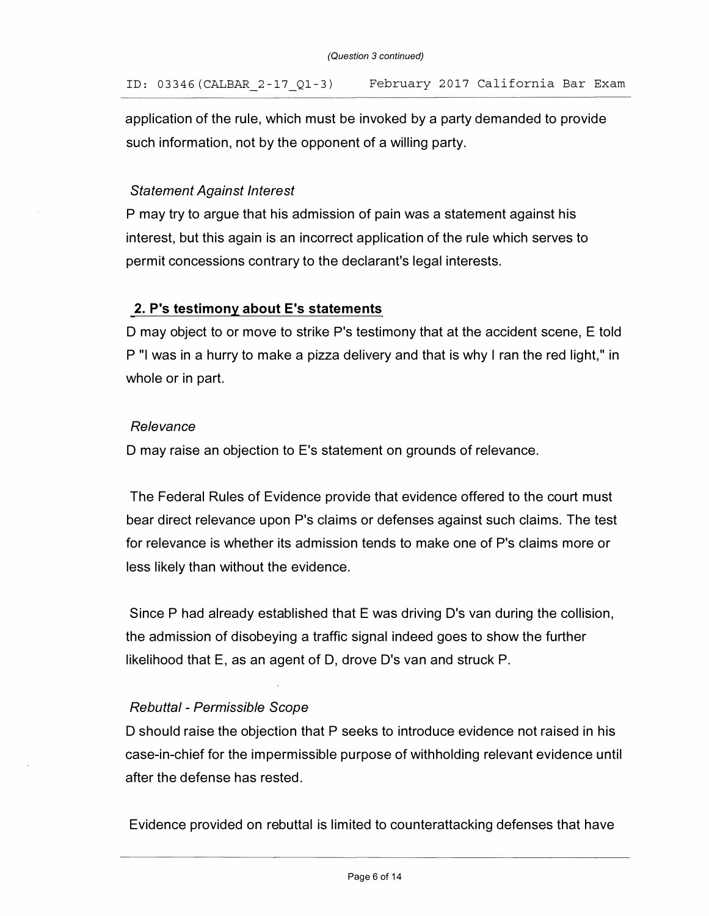application of the rule, which must be invoked by a party demanded to provide such information, not by the opponent of a willing party.

*Statement Against Interest*

P may try to argue that his admission of pain was a statement against his interest, but this again is an incorrect application of the rule which serves to permit concessions contrary to the declarant's legal interests.

**2. P's testimony about E's statements**

D may object to or move to strike P's testimony that at the accident scene, E told P "I was in a hurry to make a pizza delivery and that is why I ran the red light," in whole or in part.

*Relevance*

D may raise an objection to E's statement on grounds of relevance.

The Federal Rules of Evidence provide that evidence offered to the court must bear direct relevance upon P's claims or defenses against such claims. The test for relevance is whether its admission tends to make one of P's claims more or less likely than without the evidence.

Since P had already established that E was driving D's van during the collision, the admission of disobeying a traffic signal indeed goes to show the further likelihood that E, as an agent of D, drove D's van and struck P.

*Rebuttal - Permissible Scope*

D should raise the objection that P seeks to introduce evidence not raised in his case-in-chief for the impermissible purpose of withholding relevant evidence until after the defense has rested.

Evidence provided on rebuttal is limited to counterattacking defenses that have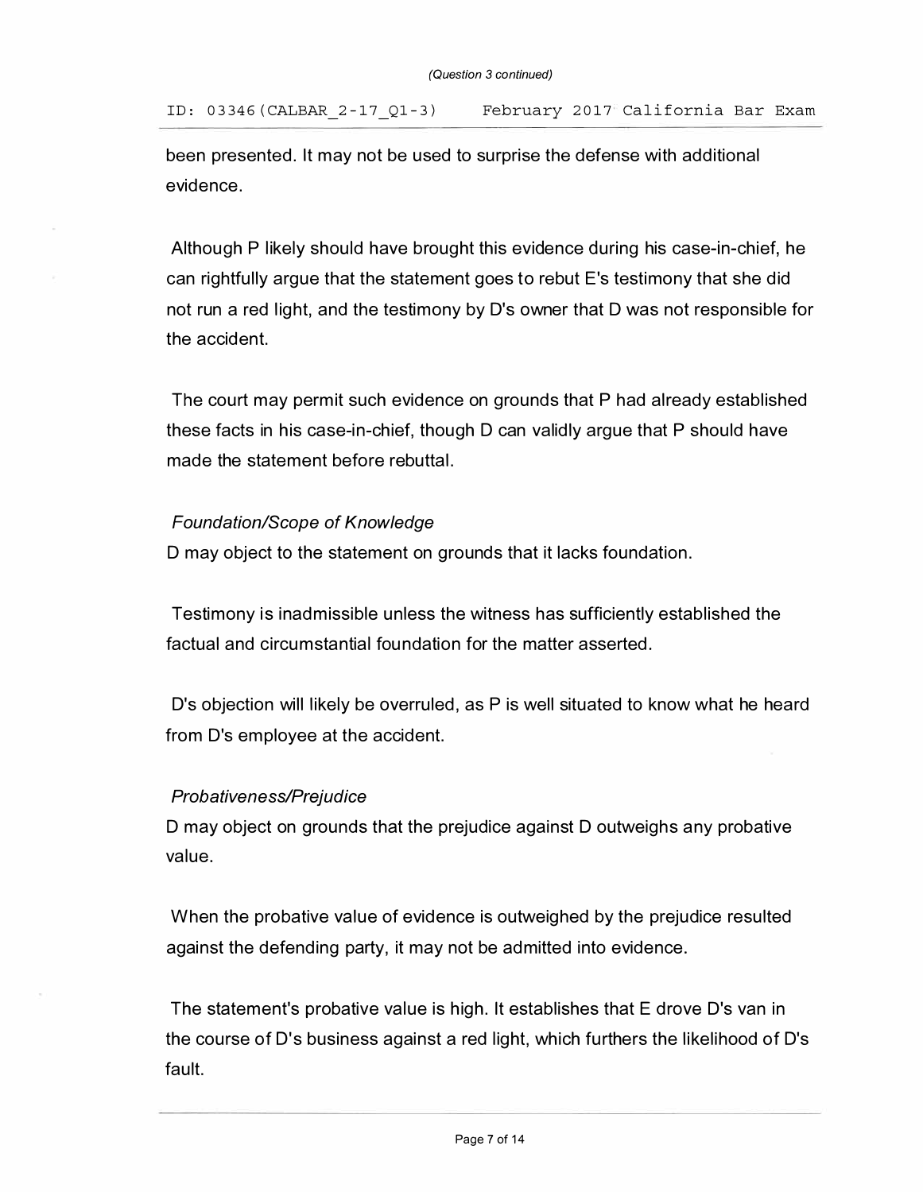been presented. It may not be used to surprise the defense with additional evidence.

Although P likely should have brought this evidence during his case-in-chief, he can rightfully argue that the statement goes to rebut E's testimony that she did not run a red light, and the testimony by D's owner that D was not responsible for the accident.

The court may permit such evidence on grounds that P had already established these facts in his case-in-chief, though D can validly argue that P should have made the statement before rebuttal.

*Foundation/Scope of Knowledge*

D may object to the statement on grounds that it lacks foundation.

Testimony is inadmissible unless the witness has sufficiently established the factual and circumstantial foundation for the matter asserted.

D's objection will likely be overruled, as P is well situated to know what he heard from D's employee at the accident.

*Probativeness/Prejudice*

D may object on grounds that the prejudice against D outweighs any probative value.

When the probative value of evidence is outweighed by the prejudice resulted against the defending party, it may not be admitted into evidence.

The statement's probative value is high. It establishes that E drove D's van in the course of D's business against a red light, which furthers the likelihood of D's fault.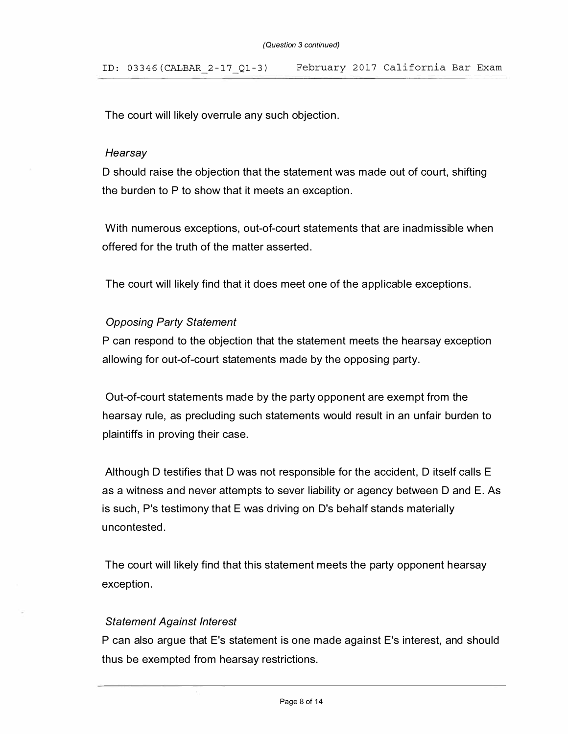The court will likely overrule any such objection.

*Hearsay*

D should raise the objection that the statement was made out of court, shifting the burden to P to show that it meets an exception.

With numerous exceptions, out-of-court statements that are inadmissible when offered for the truth of the matter asserted.

The court will likely find that it does meet one of the applicable exceptions.

*Opposing Party Statement*

P can respond to the objection that the statement meets the hearsay exception allowing for out-of-court statements made by the opposing party.

Out-of-court statements made by the party opponent are exempt from the hearsay rule, as precluding such statements would result in an unfair burden to plaintiffs in proving their case.

Although D testifies that D was not responsible for the accident, D itself calls E as a witness and never attempts to sever liability or agency between D and E. As is such, P's testimony that E was driving on D's behalf stands materially uncontested.

The court will likely find that this statement meets the party opponent hearsay exception.

*Statement Against Interest*

P can also argue that E's statement is one made against E's interest, and should thus be exempted from hearsay restrictions.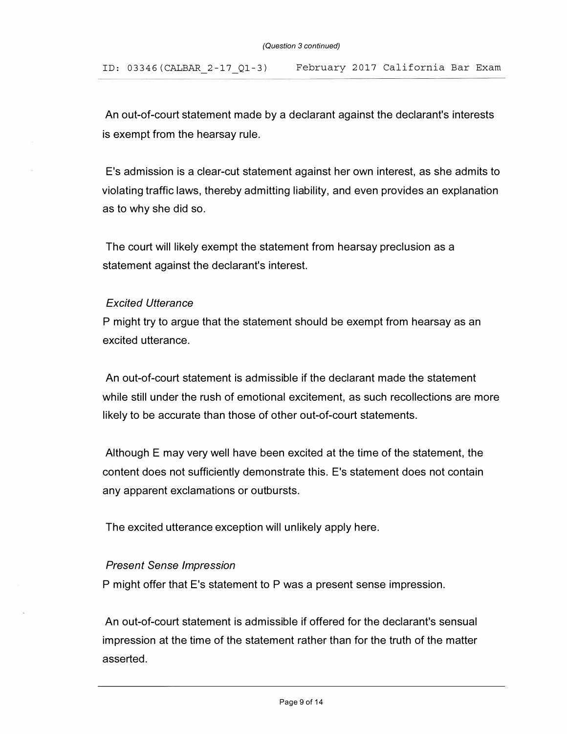An out-of-court statement made by a declarant against the declarant's interests is exempt from the hearsay rule.

E's admission is a clear-cut statement against her own interest, as she admits to violating traffic laws, thereby admitting liability, and even provides an explanation as to why she did so.

The court will likely exempt the statement from hearsay preclusion as a statement against the declarant's interest.

*Excited Utterance*

P might try to argue that the statement should be exempt from hearsay as an excited utterance.

An out-of-court statement is admissible if the declarant made the statement while still under the rush of emotional excitement, as such recollections are more likely to be accurate than those of other out-of-court statements.

Although E may very well have been excited at the time of the statement, the content does not sufficiently demonstrate this. E's statement does not contain any apparent exclamations or outbursts.

The excited utterance exception will unlikely apply here.

*Present Sense Impression*

P might offer that E's statement to P was a present sense impression.

An out-of-court statement is admissible if offered for the declarant's sensual impression at the time of the statement rather than for the truth of the matter asserted.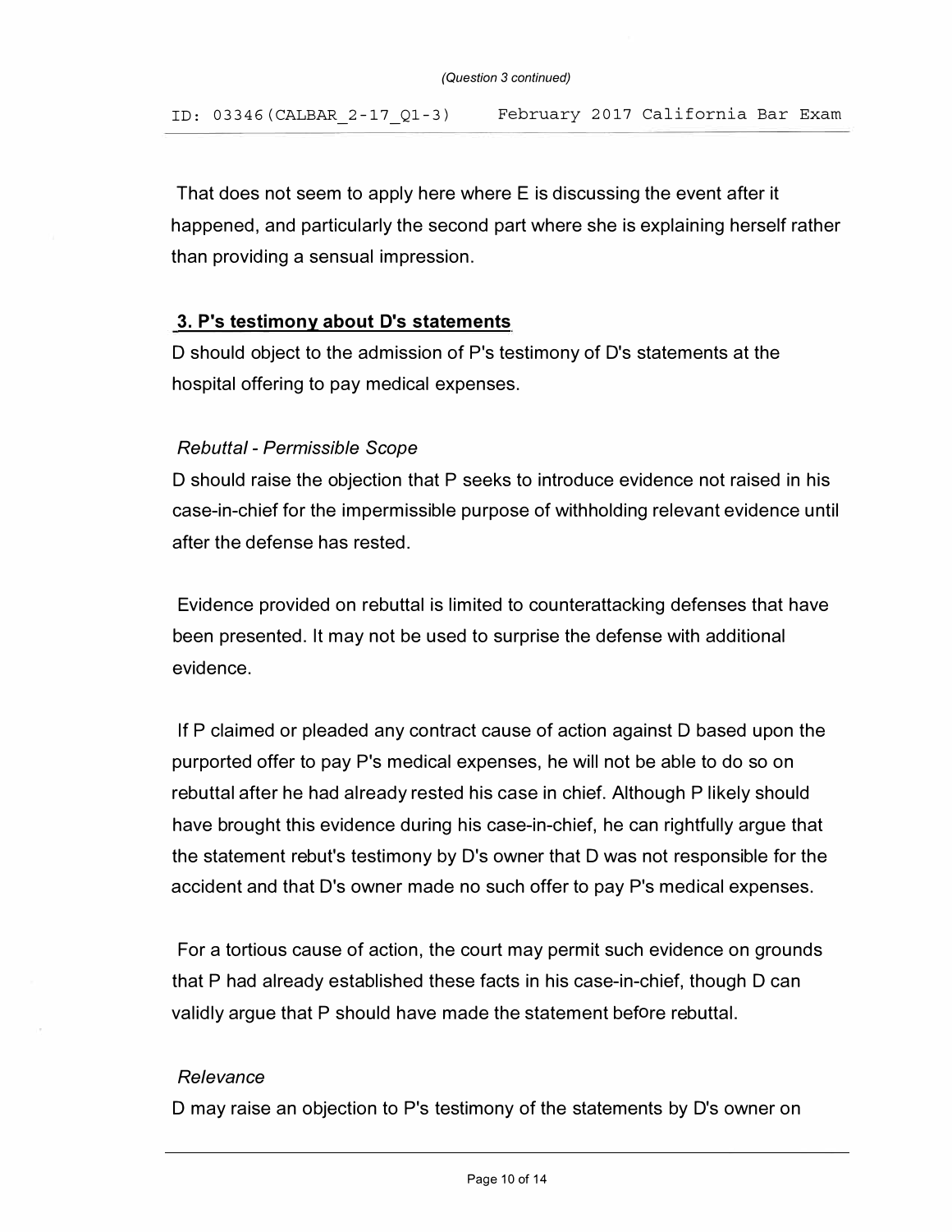That does not seem to apply here where E is discussing the event after it happened, and particularly the second part where she is explaining herself rather than providing a sensual impression.

### 3. P's testimony about D's statements

D should object to the admission of P's testimony of D's statements at the hospital offering to pay medical expenses.

*Rebuttal - Permissible Scope*

D should raise the objection that P seeks to introduce evidence not raised in his case-in-chief for the impermissible purpose of withholding relevant evidence until after the defense has rested.

Evidence provided on rebuttal is limited to counterattacking defenses that have been presented. It may not be used to surprise the defense with additional evidence.

If P claimed or pleaded any contract cause of action against D based upon the purported offer to pay P's medical expenses, he will not be able to do so on rebuttal after he had already rested his case in chief. Although P likely should have brought this evidence during his case-in-chief, he can rightfully argue that the statement rebut's testimony by D's owner that D was not responsible for the accident and that D's owner made no such offer to pay P's medical expenses.

For a tortious cause of action, the court may permit such evidence on grounds that P had already established these facts in his case-in-chief, though D can validly argue that P should have made the statement before rebuttal.

*Relevance*

D may raise an objection to P's testimony of the statements by D's owner on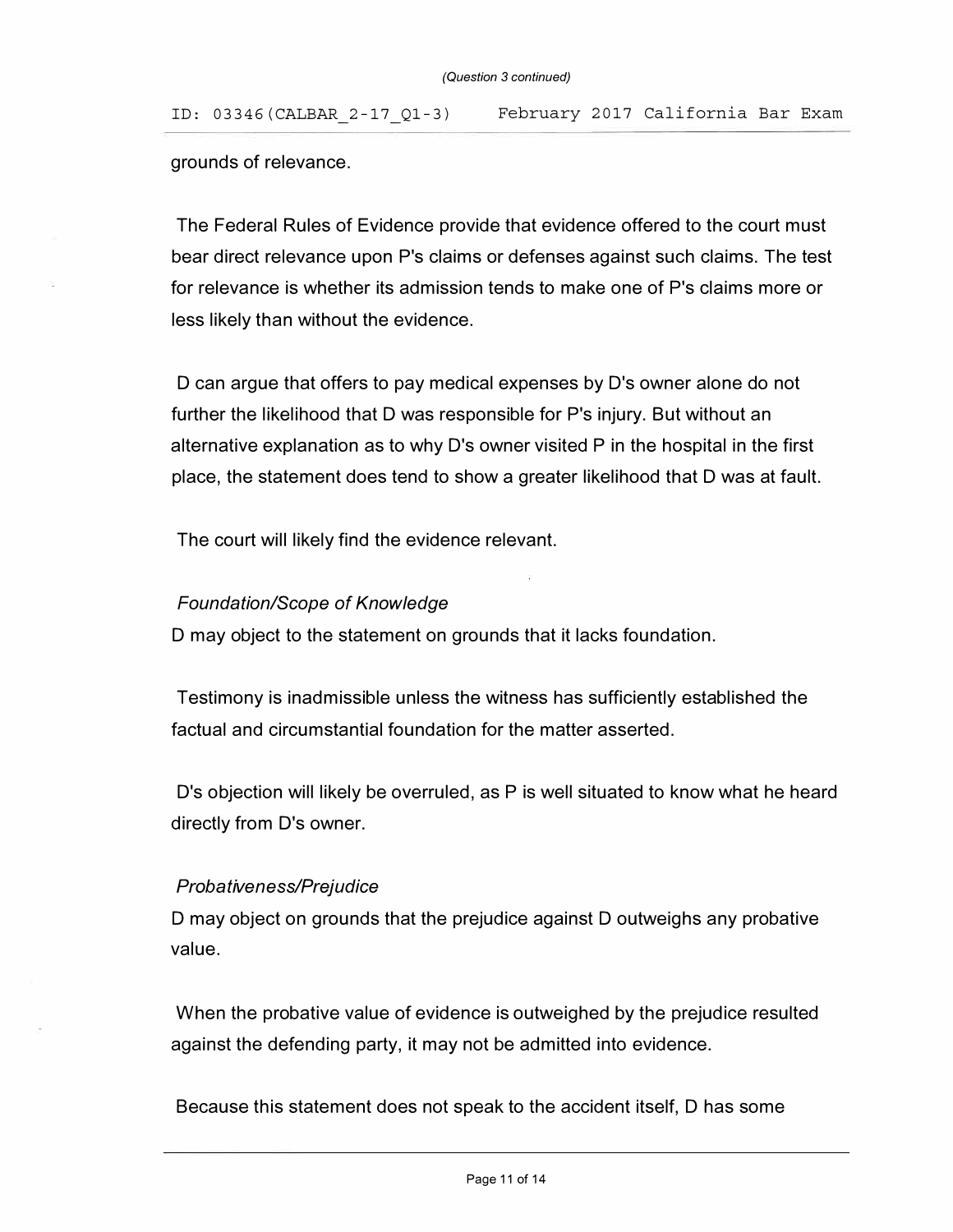grounds of relevance.

The Federal Rules of Evidence provide that evidence offered to the court must bear direct relevance upon P's claims or defenses against such claims. The test for relevance is whether its admission tends to make one of P's claims more or less likely than without the evidence.

D can argue that offers to pay medical expenses by D's owner alone do not further the likelihood that D was responsible for P's injury. But without an alternative explanation as to why D's owner visited P in the hospital in the first place, the statement does tend to show a greater likelihood that D was at fault.

The court will likely find the evidence relevant.

*Foundation/Scope of Knowledge*

D may object to the statement on grounds that it lacks foundation.

Testimony is inadmissible unless the witness has sufficiently established the factual and circumstantial foundation for the matter asserted.

D's objection will likely be overruled, as P is well situated to know what he heard directly from D's owner.

*Probativeness/Prejudice*

D may object on grounds that the prejudice against D outweighs any probative value.

When the probative value of evidence is outweighed by the prejudice resulted against the defending party, it may not be admitted into evidence.

Because this statement does not speak to the accident itself, D has some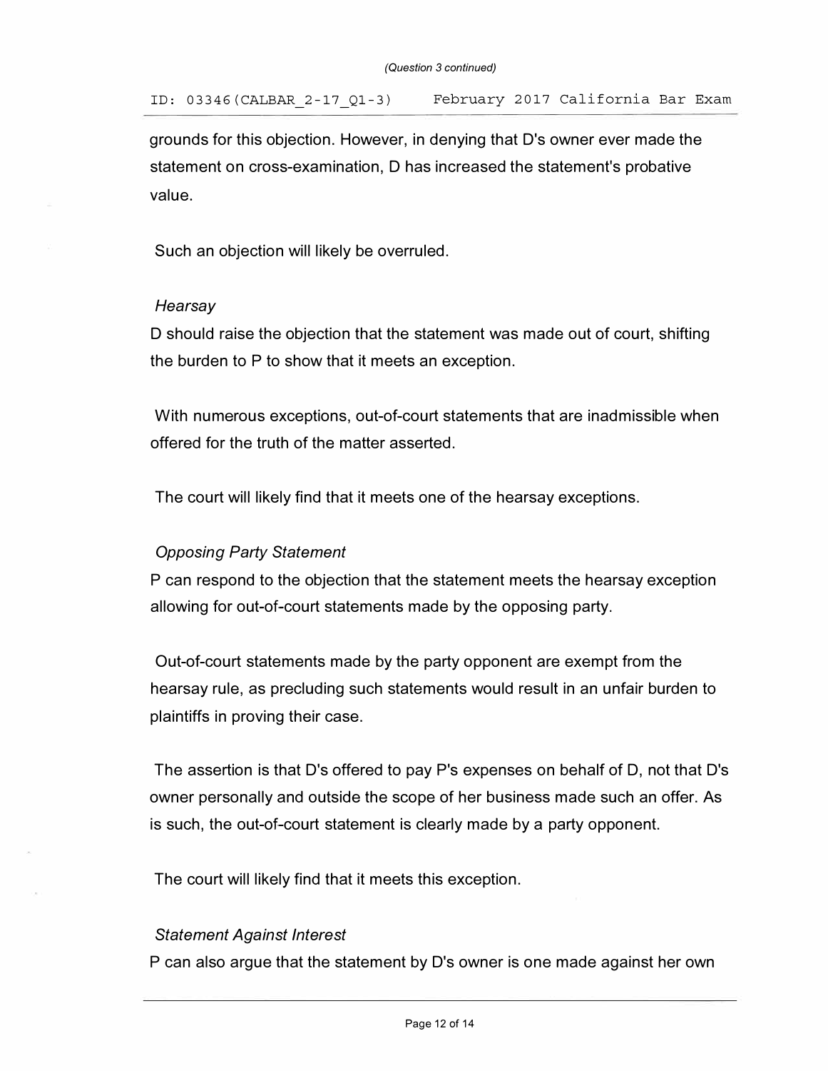grounds for this objection. However, in denying that D's owner ever made the statement on cross-examination, D has increased the statement's probative value.

Such an objection will likely be overruled.

*Hearsay*

D should raise the objection that the statement was made out of court, shifting the burden to P to show that it meets an exception.

With numerous exceptions, out-of-court statements that are inadmissible when offered for the truth of the matter asserted.

The court will likely find that it meets one of the hearsay exceptions.

*Opposing Party Statement*

P can respond to the objection that the statement meets the hearsay exception allowing for out-of-court statements made by the opposing party.

Out-of-court statements made by the party opponent are exempt from the hearsay rule, as precluding such statements would result in an unfair burden to plaintiffs in proving their case.

The assertion is that D's offered to pay P's expenses on behalf of D, not that D's owner personally and outside the scope of her business made such an offer. As is such, the out-of-court statement is clearly made by a party opponent.

The court will likely find that it meets this exception.

*Statement Against Interest*

P can also argue that the statement by D's owner is one made against her own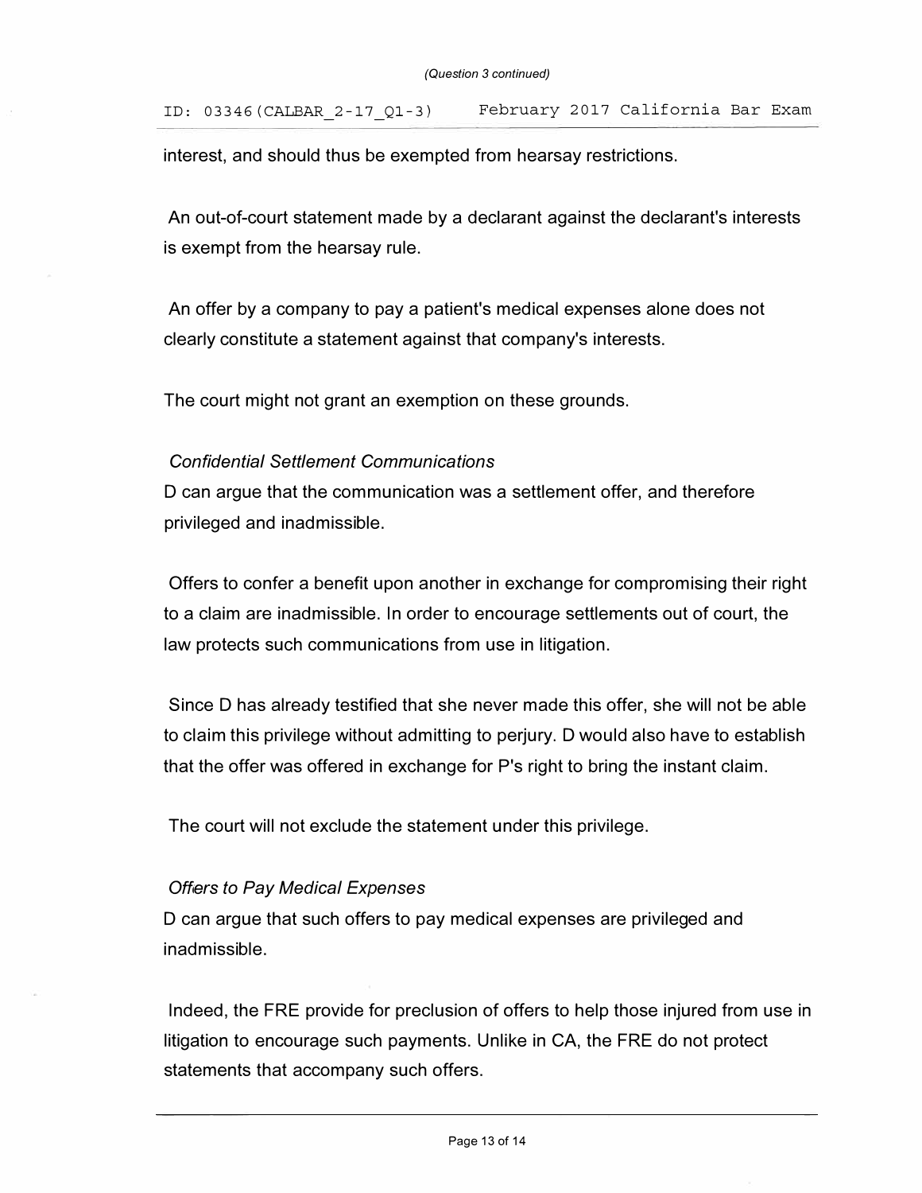interest, and should thus be exempted from hearsay restrictions.

An out-of-court statement made by a declarant against the declarant's interests is exempt from the hearsay rule.

An offer by a company to pay a patient's medical expenses alone does not clearly constitute a statement against that company's interests.

The court might not grant an exemption on these grounds.

*Confidential Settlement Communications*

D can argue that the communication was a settlement offer, and therefore privileged and inadmissible.

Offers to confer a benefit upon another in exchange for compromising their right to a claim are inadmissible. In order to encourage settlements out of court, the law protects such communications from use in litigation.

Since D has already testified that she never made this offer, she will not be able to claim this privilege without admitting to perjury. D would also have to establish that the offer was offered in exchange for P's right to bring the instant claim.

The court will not exclude the statement under this privilege.

*Offers to Pay Medical Expenses*

D can argue that such offers to pay medical expenses are privileged and inadmissible.

Indeed, the FRE provide for preclusion of offers to help those injured from use in litigation to encourage such payments. Unlike in CA, the FRE do not protect statements that accompany such offers.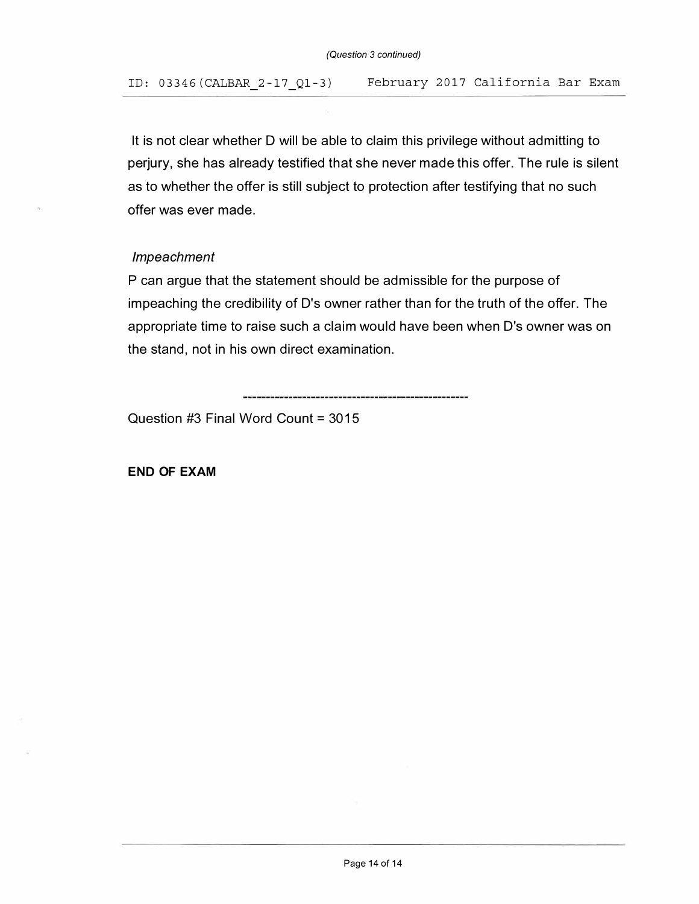It is not clear whether D will be able to claim this privilege without admitting to perjury, she has already testified that she never made this offer. The rule is silent as to whether the offer is still subject to protection after testifying that no such offer was ever made.

*Impeachment*

P can argue that the statement should be admissible for the purpose of impeaching the credibility of D's owner rather than for the truth of the offer. The appropriate time to raise such a claim would have been when D's owner was on the stand, not in his own direct examination.

---

Question #3 Final Word Count = 3015

**END OF EXAM**